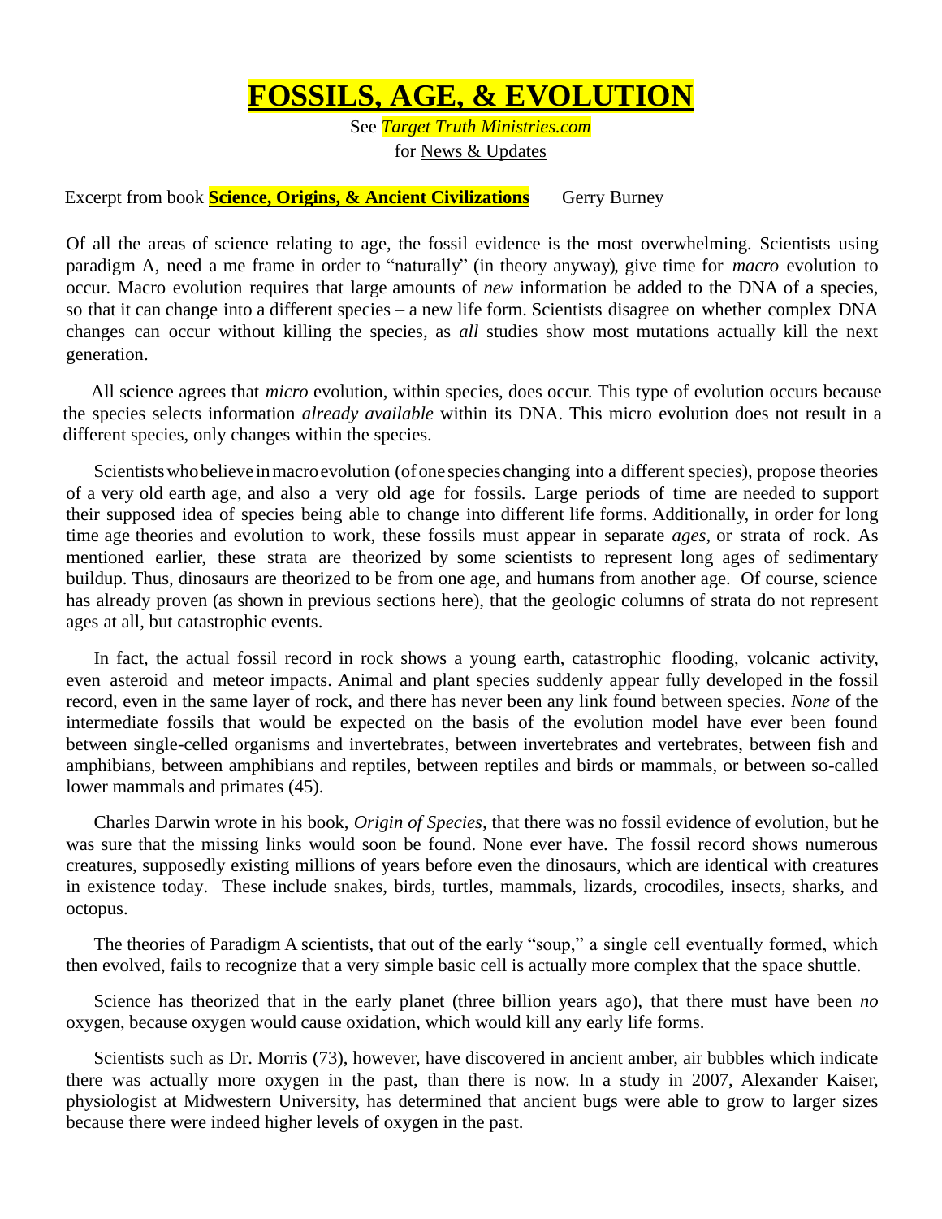# FOSSILS, AGE, & EVOLUTION

See *Target Truth Ministries.com*
for News & Updates

Excerpt from book **Science, Origins, & Ancient Civilizations** Gerry Burney

Of all the areas of science relating to age, the fossil evidence is the most overwhelming. Scientists using paradigm A, need a me frame in order to "naturally" (in theory anyway), give time for *macro* evolution to occur. Macro evolution requires that large amounts of *new* information be added to the DNA of a species, so that it can change into a different species – a new life form. Scientists disagree on whether complex DNA changes can occur without killing the species, as *all* studies show most mutations actually kill the next generation.

All science agrees that *micro* evolution, within species, does occur. This type of evolution occurs because the species selects information *already available* within its DNA. This micro evolution does not result in a different species, only changes within the species.

Scientists who believe in macro evolution (of one species changing into a different species), propose theories of a very old earth age, and also a very old age for fossils. Large periods of time are needed to support their supposed idea of species being able to change into different life forms. Additionally, in order for long time age theories and evolution to work, these fossils must appear in separate *ages*, or strata of rock. As mentioned earlier, these strata are theorized by some scientists to represent long ages of sedimentary buildup. Thus, dinosaurs are theorized to be from one age, and humans from another age. Of course, science has already proven (as shown in previous sections here), that the geologic columns of strata do not represent ages at all, but catastrophic events.

In fact, the actual fossil record in rock shows a young earth, catastrophic flooding, volcanic activity, even asteroid and meteor impacts. Animal and plant species suddenly appear fully developed in the fossil record, even in the same layer of rock, and there has never been any link found between species. *None* of the intermediate fossils that would be expected on the basis of the evolution model have ever been found between single-celled organisms and invertebrates, between invertebrates and vertebrates, between fish and amphibians, between amphibians and reptiles, between reptiles and birds or mammals, or between so-called lower mammals and primates (45).

Charles Darwin wrote in his book, *Origin of Species*, that there was no fossil evidence of evolution, but he was sure that the missing links would soon be found. None ever have. The fossil record shows numerous creatures, supposedly existing millions of years before even the dinosaurs, which are identical with creatures in existence today. These include snakes, birds, turtles, mammals, lizards, crocodiles, insects, sharks, and octopus.

The theories of Paradigm A scientists, that out of the early "soup," a single cell eventually formed, which then evolved, fails to recognize that a very simple basic cell is actually more complex that the space shuttle.

Science has theorized that in the early planet (three billion years ago), that there must have been *no* oxygen, because oxygen would cause oxidation, which would kill any early life forms.

Scientists such as Dr. Morris (73), however, have discovered in ancient amber, air bubbles which indicate there was actually more oxygen in the past, than there is now. In a study in 2007, Alexander Kaiser, physiologist at Midwestern University, has determined that ancient bugs were able to grow to larger sizes because there were indeed higher levels of oxygen in the past.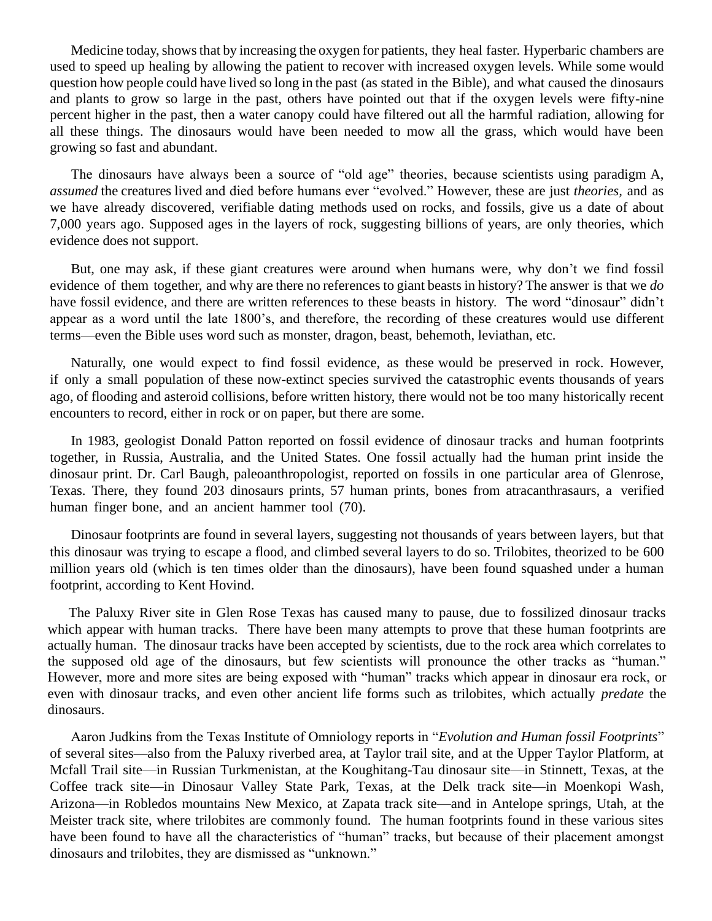Medicine today, shows that by increasing the oxygen for patients, they heal faster. Hyperbaric chambers are used to speed up healing by allowing the patient to recover with increased oxygen levels. While some would question how people could have lived so long in the past (as stated in the Bible), and what caused the dinosaurs and plants to grow so large in the past, others have pointed out that if the oxygen levels were fifty-nine percent higher in the past, then a water canopy could have filtered out all the harmful radiation, allowing for all these things. The dinosaurs would have been needed to mow all the grass, which would have been growing so fast and abundant.

The dinosaurs have always been a source of "old age" theories, because scientists using paradigm A, *assumed* the creatures lived and died before humans ever "evolved." However, these are just *theories*, and as we have already discovered, verifiable dating methods used on rocks, and fossils, give us a date of about 7,000 years ago. Supposed ages in the layers of rock, suggesting billions of years, are only theories, which evidence does not support.

But, one may ask, if these giant creatures were around when humans were, why don't we find fossil evidence of them together, and why are there no references to giant beasts in history? The answer is that we *do* have fossil evidence, and there are written references to these beasts in history. The word "dinosaur" didn't appear as a word until the late 1800's, and therefore, the recording of these creatures would use different terms—even the Bible uses word such as monster, dragon, beast, behemoth, leviathan, etc.

Naturally, one would expect to find fossil evidence, as these would be preserved in rock. However, if only a small population of these now-extinct species survived the catastrophic events thousands of years ago, of flooding and asteroid collisions, before written history, there would not be too many historically recent encounters to record, either in rock or on paper, but there are some.

In 1983, geologist Donald Patton reported on fossil evidence of dinosaur tracks and human footprints together, in Russia, Australia, and the United States. One fossil actually had the human print inside the dinosaur print. Dr. Carl Baugh, paleoanthropologist, reported on fossils in one particular area of Glenrose, Texas. There, they found 203 dinosaurs prints, 57 human prints, bones from atracanthrasaurs, a verified human finger bone, and an ancient hammer tool (70).

Dinosaur footprints are found in several layers, suggesting not thousands of years between layers, but that this dinosaur was trying to escape a flood, and climbed several layers to do so. Trilobites, theorized to be 600 million years old (which is ten times older than the dinosaurs), have been found squashed under a human footprint, according to Kent Hovind.

The Paluxy River site in Glen Rose Texas has caused many to pause, due to fossilized dinosaur tracks which appear with human tracks. There have been many attempts to prove that these human footprints are actually human. The dinosaur tracks have been accepted by scientists, due to the rock area which correlates to the supposed old age of the dinosaurs, but few scientists will pronounce the other tracks as "human." However, more and more sites are being exposed with "human" tracks which appear in dinosaur era rock, or even with dinosaur tracks, and even other ancient life forms such as trilobites, which actually *predate* the dinosaurs.

Aaron Judkins from the Texas Institute of Omniology reports in "*Evolution and Human fossil Footprints*" of several sites—also from the Paluxy riverbed area, at Taylor trail site, and at the Upper Taylor Platform, at Mcfall Trail site—in Russian Turkmenistan, at the Koughitang-Tau dinosaur site—in Stinnett, Texas, at the Coffee track site—in Dinosaur Valley State Park, Texas, at the Delk track site—in Moenkopi Wash, Arizona—in Robledos mountains New Mexico, at Zapata track site—and in Antelope springs, Utah, at the Meister track site, where trilobites are commonly found. The human footprints found in these various sites have been found to have all the characteristics of "human" tracks, but because of their placement amongst dinosaurs and trilobites, they are dismissed as "unknown."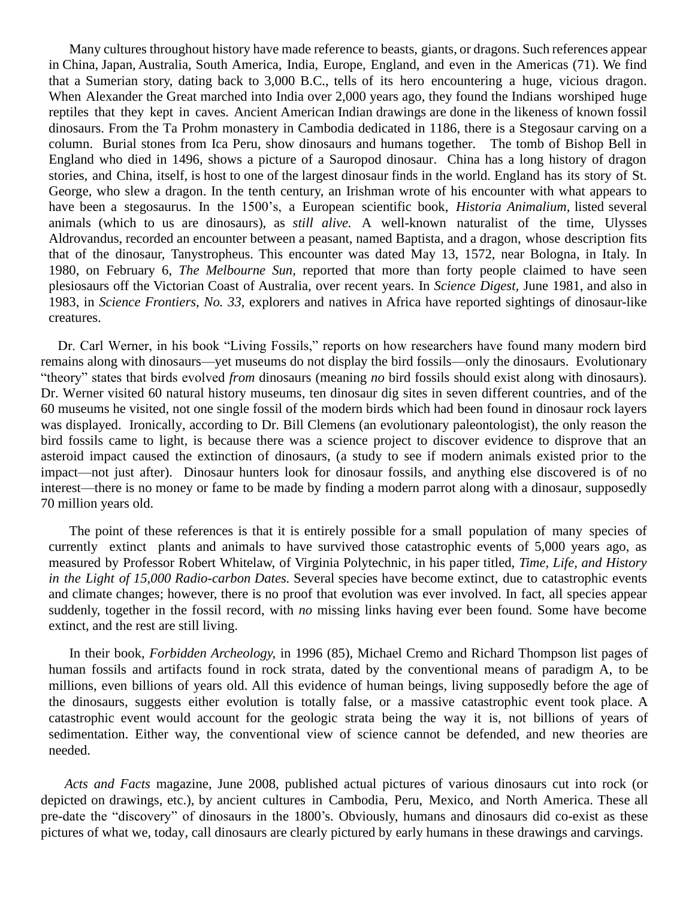Many cultures throughout history have made reference to beasts, giants, or dragons. Such references appear in China, Japan, Australia, South America, India, Europe, England, and even in the Americas (71). We find that a Sumerian story, dating back to 3,000 B.C., tells of its hero encountering a huge, vicious dragon. When Alexander the Great marched into India over 2,000 years ago, they found the Indians worshiped huge reptiles that they kept in caves. Ancient American Indian drawings are done in the likeness of known fossil dinosaurs. From the Ta Prohm monastery in Cambodia dedicated in 1186, there is a Stegosaur carving on a column. Burial stones from Ica Peru, show dinosaurs and humans together. The tomb of Bishop Bell in England who died in 1496, shows a picture of a Sauropod dinosaur. China has a long history of dragon stories, and China, itself, is host to one of the largest dinosaur finds in the world. England has its story of St. George, who slew a dragon. In the tenth century, an Irishman wrote of his encounter with what appears to have been a stegosaurus. In the 1500's, a European scientific book, *Historia Animalium*, listed several animals (which to us are dinosaurs), as *still alive.* A well-known naturalist of the time, Ulysses Aldrovandus, recorded an encounter between a peasant, named Baptista, and a dragon, whose description fits that of the dinosaur, Tanystropheus. This encounter was dated May 13, 1572, near Bologna, in Italy. In 1980, on February 6, *The Melbourne Sun,* reported that more than forty people claimed to have seen plesiosaurs off the Victorian Coast of Australia, over recent years. In *Science Digest,* June 1981, and also in 1983, in *Science Frontiers, No. 33,* explorers and natives in Africa have reported sightings of dinosaur-like creatures.

Dr. Carl Werner, in his book "Living Fossils," reports on how researchers have found many modern bird remains along with dinosaurs—yet museums do not display the bird fossils—only the dinosaurs. Evolutionary "theory" states that birds evolved *from* dinosaurs (meaning *no* bird fossils should exist along with dinosaurs). Dr. Werner visited 60 natural history museums, ten dinosaur dig sites in seven different countries, and of the 60 museums he visited, not one single fossil of the modern birds which had been found in dinosaur rock layers was displayed. Ironically, according to Dr. Bill Clemens (an evolutionary paleontologist), the only reason the bird fossils came to light, is because there was a science project to discover evidence to disprove that an asteroid impact caused the extinction of dinosaurs, (a study to see if modern animals existed prior to the impact—not just after). Dinosaur hunters look for dinosaur fossils, and anything else discovered is of no interest—there is no money or fame to be made by finding a modern parrot along with a dinosaur, supposedly 70 million years old.

The point of these references is that it is entirely possible for a small population of many species of currently extinct plants and animals to have survived those catastrophic events of 5,000 years ago, as measured by Professor Robert Whitelaw, of Virginia Polytechnic, in his paper titled, *Time, Life, and History in the Light of 15,000 Radio-carbon Dates.* Several species have become extinct, due to catastrophic events and climate changes; however, there is no proof that evolution was ever involved. In fact, all species appear suddenly, together in the fossil record, with *no* missing links having ever been found. Some have become extinct, and the rest are still living.

In their book, *Forbidden Archeology,* in 1996 (85), Michael Cremo and Richard Thompson list pages of human fossils and artifacts found in rock strata, dated by the conventional means of paradigm A, to be millions, even billions of years old. All this evidence of human beings, living supposedly before the age of the dinosaurs, suggests either evolution is totally false, or a massive catastrophic event took place. A catastrophic event would account for the geologic strata being the way it is, not billions of years of sedimentation. Either way, the conventional view of science cannot be defended, and new theories are needed.

*Acts and Facts* magazine, June 2008, published actual pictures of various dinosaurs cut into rock (or depicted on drawings, etc.), by ancient cultures in Cambodia, Peru, Mexico, and North America. These all pre-date the "discovery" of dinosaurs in the 1800's. Obviously, humans and dinosaurs did co-exist as these pictures of what we, today, call dinosaurs are clearly pictured by early humans in these drawings and carvings.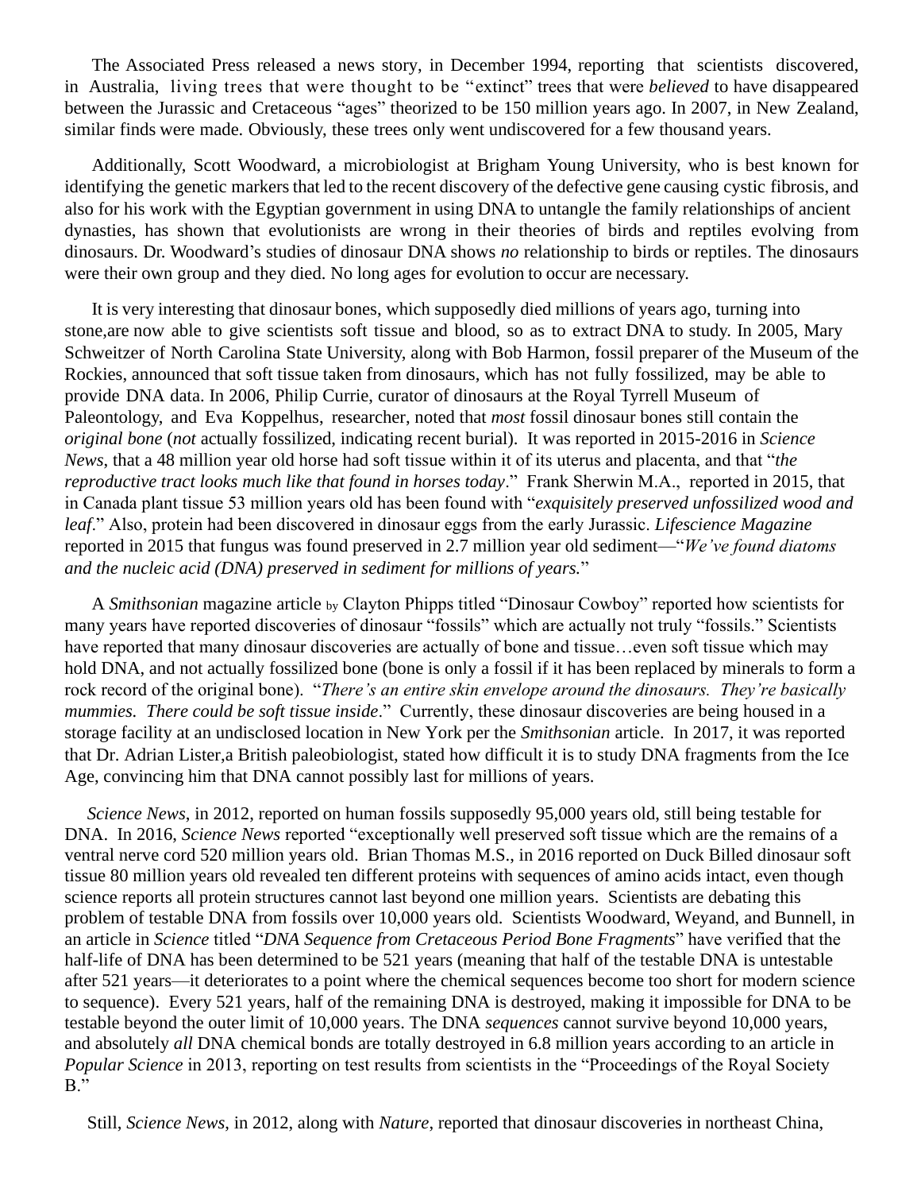The Associated Press released a news story, in December 1994, reporting that scientists discovered, in Australia, living trees that were thought to be "extinct" trees that were *believed* to have disappeared between the Jurassic and Cretaceous "ages" theorized to be 150 million years ago. In 2007, in New Zealand, similar finds were made. Obviously, these trees only went undiscovered for a few thousand years.

Additionally, Scott Woodward, a microbiologist at Brigham Young University, who is best known for identifying the genetic markers that led to the recent discovery of the defective gene causing cystic fibrosis, and also for his work with the Egyptian government in using DNA to untangle the family relationships of ancient dynasties, has shown that evolutionists are wrong in their theories of birds and reptiles evolving from dinosaurs. Dr. Woodward's studies of dinosaur DNA shows *no* relationship to birds or reptiles. The dinosaurs were their own group and they died. No long ages for evolution to occur are necessary.

It is very interesting that dinosaur bones, which supposedly died millions of years ago, turning into stone,are now able to give scientists soft tissue and blood, so as to extract DNA to study. In 2005, Mary Schweitzer of North Carolina State University, along with Bob Harmon, fossil preparer of the Museum of the Rockies, announced that soft tissue taken from dinosaurs, which has not fully fossilized, may be able to provide DNA data. In 2006, Philip Currie, curator of dinosaurs at the Royal Tyrrell Museum of Paleontology, and Eva Koppelhus, researcher, noted that *most* fossil dinosaur bones still contain the *original bone* (*not* actually fossilized, indicating recent burial). It was reported in 2015-2016 in *Science News*, that a 48 million year old horse had soft tissue within it of its uterus and placenta, and that "*the reproductive tract looks much like that found in horses today*." Frank Sherwin M.A., reported in 2015, that in Canada plant tissue 53 million years old has been found with "*exquisitely preserved unfossilized wood and leaf*." Also, protein had been discovered in dinosaur eggs from the early Jurassic. *Lifescience Magazine* reported in 2015 that fungus was found preserved in 2.7 million year old sediment—"*We've found diatoms and the nucleic acid (DNA) preserved in sediment for millions of years.*"

A *Smithsonian* magazine article by Clayton Phipps titled "Dinosaur Cowboy" reported how scientists for many years have reported discoveries of dinosaur "fossils" which are actually not truly "fossils." Scientists have reported that many dinosaur discoveries are actually of bone and tissue…even soft tissue which may hold DNA, and not actually fossilized bone (bone is only a fossil if it has been replaced by minerals to form a rock record of the original bone). "*There's an entire skin envelope around the dinosaurs. They're basically mummies. There could be soft tissue inside*." Currently, these dinosaur discoveries are being housed in a storage facility at an undisclosed location in New York per the *Smithsonian* article. In 2017, it was reported that Dr. Adrian Lister,a British paleobiologist, stated how difficult it is to study DNA fragments from the Ice Age, convincing him that DNA cannot possibly last for millions of years.

*Science News*, in 2012, reported on human fossils supposedly 95,000 years old, still being testable for DNA. In 2016, *Science News* reported "exceptionally well preserved soft tissue which are the remains of a ventral nerve cord 520 million years old. Brian Thomas M.S., in 2016 reported on Duck Billed dinosaur soft tissue 80 million years old revealed ten different proteins with sequences of amino acids intact, even though science reports all protein structures cannot last beyond one million years. Scientists are debating this problem of testable DNA from fossils over 10,000 years old. Scientists Woodward, Weyand, and Bunnell, in an article in *Science* titled "*DNA Sequence from Cretaceous Period Bone Fragments*" have verified that the half-life of DNA has been determined to be 521 years (meaning that half of the testable DNA is untestable after 521 years—it deteriorates to a point where the chemical sequences become too short for modern science to sequence). Every 521 years, half of the remaining DNA is destroyed, making it impossible for DNA to be testable beyond the outer limit of 10,000 years. The DNA *sequences* cannot survive beyond 10,000 years, and absolutely *all* DNA chemical bonds are totally destroyed in 6.8 million years according to an article in *Popular Science* in 2013, reporting on test results from scientists in the "Proceedings of the Royal Society B."

Still, *Science News*, in 2012, along with *Nature*, reported that dinosaur discoveries in northeast China,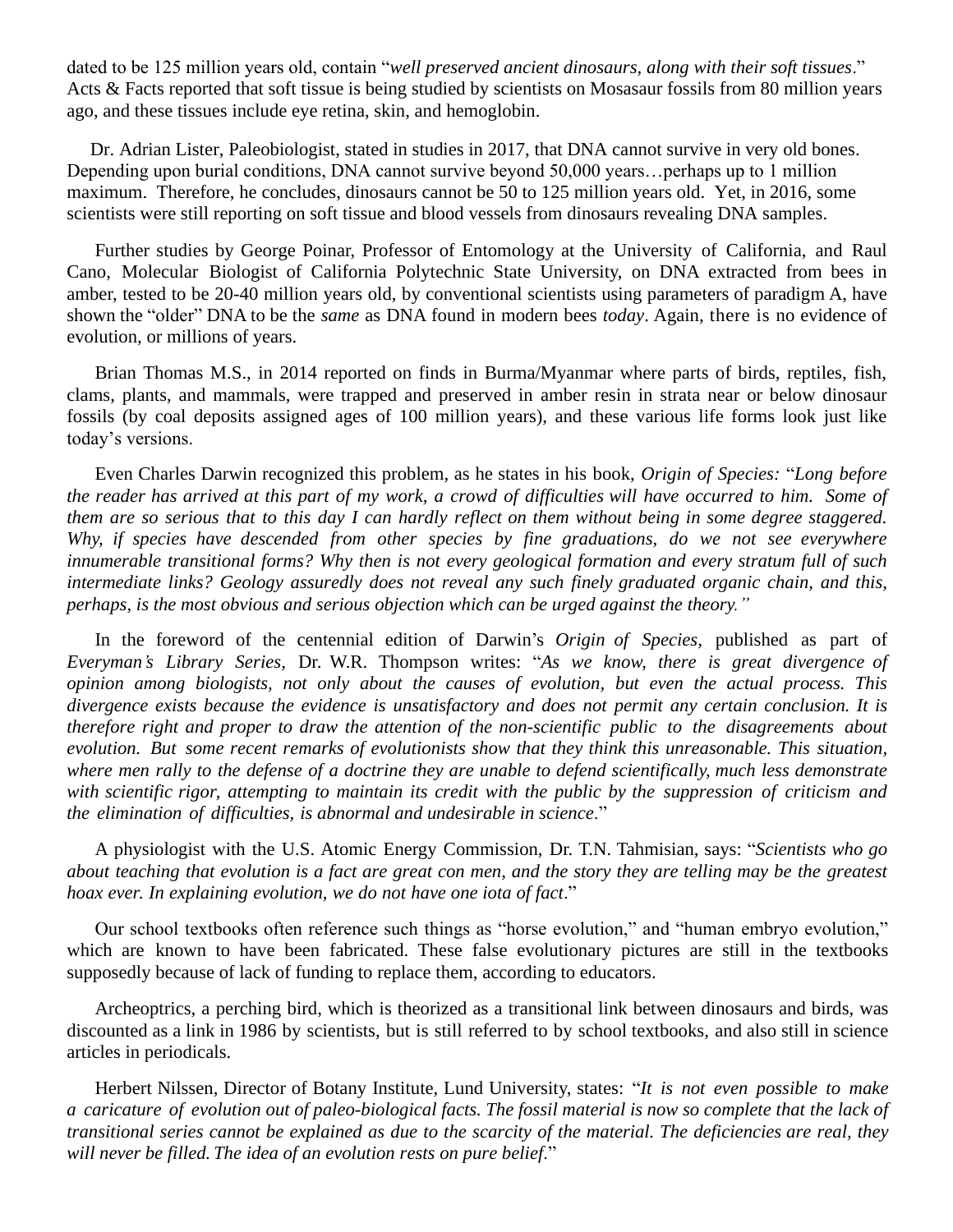dated to be 125 million years old, contain "*well preserved ancient dinosaurs, along with their soft tissues*." Acts & Facts reported that soft tissue is being studied by scientists on Mosasaur fossils from 80 million years ago, and these tissues include eye retina, skin, and hemoglobin.

Dr. Adrian Lister, Paleobiologist, stated in studies in 2017, that DNA cannot survive in very old bones. Depending upon burial conditions, DNA cannot survive beyond 50,000 years…perhaps up to 1 million maximum. Therefore, he concludes, dinosaurs cannot be 50 to 125 million years old. Yet, in 2016, some scientists were still reporting on soft tissue and blood vessels from dinosaurs revealing DNA samples.

Further studies by George Poinar, Professor of Entomology at the University of California, and Raul Cano, Molecular Biologist of California Polytechnic State University, on DNA extracted from bees in amber, tested to be 20-40 million years old, by conventional scientists using parameters of paradigm A, have shown the "older" DNA to be the *same* as DNA found in modern bees *today*. Again, there is no evidence of evolution, or millions of years.

Brian Thomas M.S., in 2014 reported on finds in Burma/Myanmar where parts of birds, reptiles, fish, clams, plants, and mammals, were trapped and preserved in amber resin in strata near or below dinosaur fossils (by coal deposits assigned ages of 100 million years), and these various life forms look just like today's versions.

Even Charles Darwin recognized this problem, as he states in his book, *Origin of Species:* "*Long before the reader has arrived at this part of my work, a crowd of difficulties will have occurred to him. Some of them are so serious that to this day I can hardly reflect on them without being in some degree staggered. Why, if species have descended from other species by fine graduations, do we not see everywhere innumerable transitional forms? Why then is not every geological formation and every stratum full of such intermediate links? Geology assuredly does not reveal any such finely graduated organic chain, and this, perhaps, is the most obvious and serious objection which can be urged against the theory."*

In the foreword of the centennial edition of Darwin's *Origin of Species,* published as part of *Everyman's Library Series,* Dr. W.R. Thompson writes: "*As we know, there is great divergence of opinion among biologists, not only about the causes of evolution, but even the actual process. This divergence exists because the evidence is unsatisfactory and does not permit any certain conclusion. It is therefore right and proper to draw the attention of the non-scientific public to the disagreements about evolution. But some recent remarks of evolutionists show that they think this unreasonable. This situation, where men rally to the defense of a doctrine they are unable to defend scientifically, much less demonstrate with scientific rigor, attempting to maintain its credit with the public by the suppression of criticism and the elimination of difficulties, is abnormal and undesirable in science*."

A physiologist with the U.S. Atomic Energy Commission, Dr. T.N. Tahmisian, says: "*Scientists who go about teaching that evolution is a fact are great con men, and the story they are telling may be the greatest hoax ever. In explaining evolution, we do not have one iota of fact*."

Our school textbooks often reference such things as "horse evolution," and "human embryo evolution," which are known to have been fabricated. These false evolutionary pictures are still in the textbooks supposedly because of lack of funding to replace them, according to educators.

Archeoptrics, a perching bird, which is theorized as a transitional link between dinosaurs and birds, was discounted as a link in 1986 by scientists, but is still referred to by school textbooks, and also still in science articles in periodicals.

Herbert Nilssen, Director of Botany Institute, Lund University, states: "*It is not even possible to make a caricature of evolution out of paleo-biological facts. The fossil material is now so complete that the lack of transitional series cannot be explained as due to the scarcity of the material. The deficiencies are real, they will never be filled. The idea of an evolution rests on pure belief*."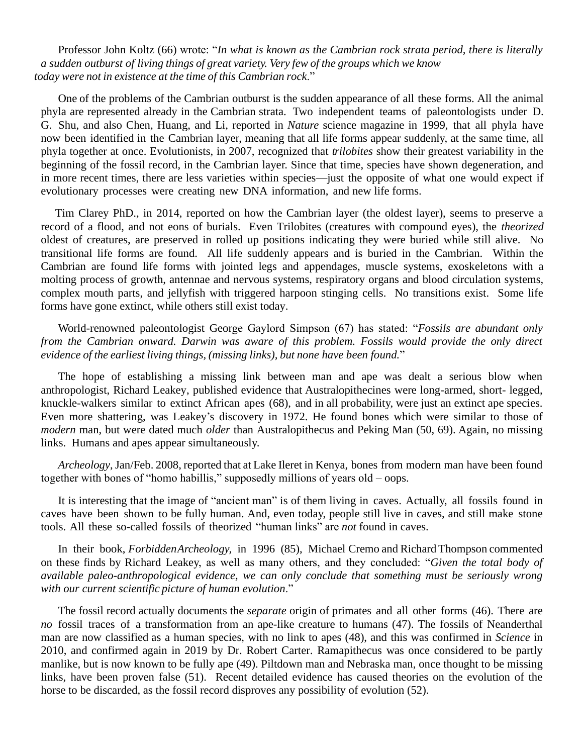Professor John Koltz (66) wrote: "*In what is known as the Cambrian rock strata period, there is literally a sudden outburst of living things of great variety. Very few of the groups which we know today were not in existence at the time of this Cambrian rock*."

One of the problems of the Cambrian outburst is the sudden appearance of all these forms. All the animal phyla are represented already in the Cambrian strata. Two independent teams of paleontologists under D. G. Shu, and also Chen, Huang, and Li, reported in *Nature* science magazine in 1999, that all phyla have now been identified in the Cambrian layer, meaning that all life forms appear suddenly, at the same time, all phyla together at once. Evolutionists, in 2007, recognized that *trilobites* show their greatest variability in the beginning of the fossil record, in the Cambrian layer. Since that time, species have shown degeneration, and in more recent times, there are less varieties within species—just the opposite of what one would expect if evolutionary processes were creating new DNA information, and new life forms.

Tim Clarey PhD., in 2014, reported on how the Cambrian layer (the oldest layer), seems to preserve a record of a flood, and not eons of burials. Even Trilobites (creatures with compound eyes), the *theorized* oldest of creatures, are preserved in rolled up positions indicating they were buried while still alive. No transitional life forms are found. All life suddenly appears and is buried in the Cambrian. Within the Cambrian are found life forms with jointed legs and appendages, muscle systems, exoskeletons with a molting process of growth, antennae and nervous systems, respiratory organs and blood circulation systems, complex mouth parts, and jellyfish with triggered harpoon stinging cells. No transitions exist. Some life forms have gone extinct, while others still exist today.

World-renowned paleontologist George Gaylord Simpson (67) has stated: "*Fossils are abundant only from the Cambrian onward. Darwin was aware of this problem. Fossils would provide the only direct evidence of the earliest living things, (missing links), but none have been found.*"

The hope of establishing a missing link between man and ape was dealt a serious blow when anthropologist, Richard Leakey, published evidence that Australopithecines were long-armed, short- legged, knuckle-walkers similar to extinct African apes (68), and in all probability, were just an extinct ape species. Even more shattering, was Leakey's discovery in 1972. He found bones which were similar to those of *modern* man, but were dated much *older* than Australopithecus and Peking Man (50, 69). Again, no missing links. Humans and apes appear simultaneously.

*Archeology*, Jan/Feb. 2008, reported that at Lake Ileret in Kenya, bones from modern man have been found together with bones of "homo habillis," supposedly millions of years old – oops.

It is interesting that the image of "ancient man" is of them living in caves. Actually, all fossils found in caves have been shown to be fully human. And, even today, people still live in caves, and still make stone tools. All these so-called fossils of theorized "human links" are *not* found in caves.

In their book, *Forbidden Archeology,* in 1996 (85), Michael Cremo and Richard Thompson commented on these finds by Richard Leakey, as well as many others, and they concluded: "*Given the total body of available paleo-anthropological evidence, we can only conclude that something must be seriously wrong with our current scientific picture of human evolution*."

The fossil record actually documents the *separate* origin of primates and all other forms (46). There are *no* fossil traces of a transformation from an ape-like creature to humans (47). The fossils of Neanderthal man are now classified as a human species, with no link to apes (48), and this was confirmed in *Science* in 2010, and confirmed again in 2019 by Dr. Robert Carter. Ramapithecus was once considered to be partly manlike, but is now known to be fully ape (49). Piltdown man and Nebraska man, once thought to be missing links, have been proven false (51). Recent detailed evidence has caused theories on the evolution of the horse to be discarded, as the fossil record disproves any possibility of evolution (52).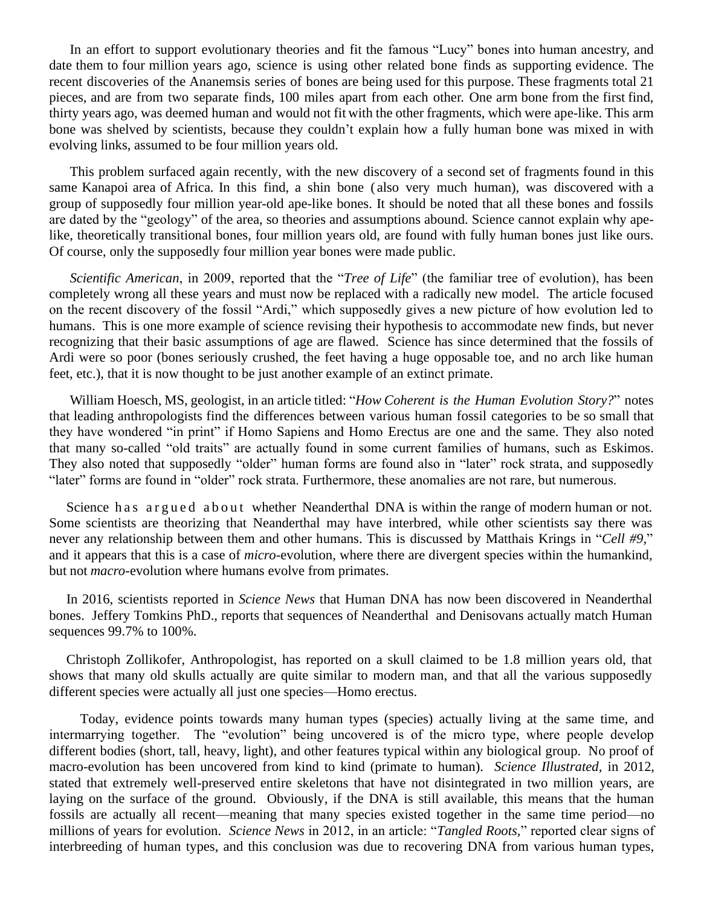In an effort to support evolutionary theories and fit the famous "Lucy" bones into human ancestry, and date them to four million years ago, science is using other related bone finds as supporting evidence. The recent discoveries of the Ananemsis series of bones are being used for this purpose. These fragments total 21 pieces, and are from two separate finds, 100 miles apart from each other. One arm bone from the first find, thirty years ago, was deemed human and would not fit with the other fragments, which were ape-like. This arm bone was shelved by scientists, because they couldn't explain how a fully human bone was mixed in with evolving links, assumed to be four million years old.

This problem surfaced again recently, with the new discovery of a second set of fragments found in this same Kanapoi area of Africa. In this find, a shin bone (also very much human), was discovered with a group of supposedly four million year-old ape-like bones. It should be noted that all these bones and fossils are dated by the "geology" of the area, so theories and assumptions abound. Science cannot explain why ape-like, theoretically transitional bones, four million years old, are found with fully human bones just like ours. Of course, only the supposedly four million year bones were made public.

*Scientific American*, in 2009, reported that the "*Tree of Life*" (the familiar tree of evolution), has been completely wrong all these years and must now be replaced with a radically new model. The article focused on the recent discovery of the fossil "Ardi," which supposedly gives a new picture of how evolution led to humans. This is one more example of science revising their hypothesis to accommodate new finds, but never recognizing that their basic assumptions of age are flawed. Science has since determined that the fossils of Ardi were so poor (bones seriously crushed, the feet having a huge opposable toe, and no arch like human feet, etc.), that it is now thought to be just another example of an extinct primate.

William Hoesch, MS, geologist, in an article titled: "*How Coherent is the Human Evolution Story?*" notes that leading anthropologists find the differences between various human fossil categories to be so small that they have wondered "in print" if Homo Sapiens and Homo Erectus are one and the same. They also noted that many so-called "old traits" are actually found in some current families of humans, such as Eskimos. They also noted that supposedly "older" human forms are found also in "later" rock strata, and supposedly "later" forms are found in "older" rock strata. Furthermore, these anomalies are not rare, but numerous.

Science has argued about whether Neanderthal DNA is within the range of modern human or not. Some scientists are theorizing that Neanderthal may have interbred, while other scientists say there was never any relationship between them and other humans. This is discussed by Matthais Krings in "*Cell #9*," and it appears that this is a case of *micro*-evolution, where there are divergent species within the humankind, but not *macro*-evolution where humans evolve from primates.

In 2016, scientists reported in *Science News* that Human DNA has now been discovered in Neanderthal bones. Jeffery Tomkins PhD., reports that sequences of Neanderthal and Denisovans actually match Human sequences 99.7% to 100%.

Christoph Zollikofer, Anthropologist, has reported on a skull claimed to be 1.8 million years old, that shows that many old skulls actually are quite similar to modern man, and that all the various supposedly different species were actually all just one species—Homo erectus.

Today, evidence points towards many human types (species) actually living at the same time, and intermarrying together. The "evolution" being uncovered is of the micro type, where people develop different bodies (short, tall, heavy, light), and other features typical within any biological group. No proof of macro-evolution has been uncovered from kind to kind (primate to human). *Science Illustrated*, in 2012, stated that extremely well-preserved entire skeletons that have not disintegrated in two million years, are laying on the surface of the ground. Obviously, if the DNA is still available, this means that the human fossils are actually all recent—meaning that many species existed together in the same time period—no millions of years for evolution. *Science News* in 2012, in an article: "*Tangled Roots*," reported clear signs of interbreeding of human types, and this conclusion was due to recovering DNA from various human types,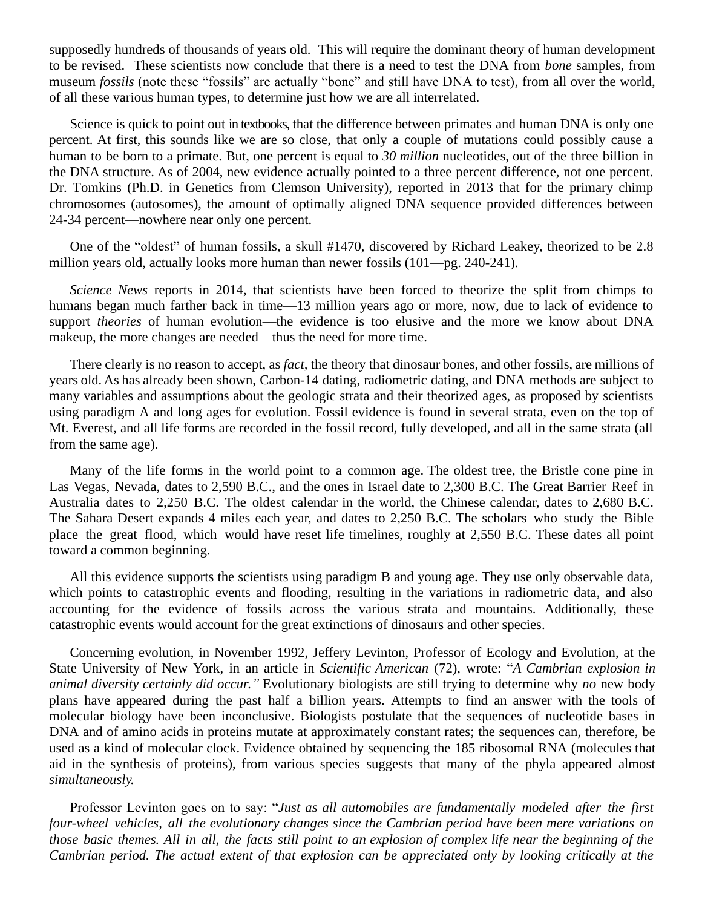supposedly hundreds of thousands of years old. This will require the dominant theory of human development to be revised. These scientists now conclude that there is a need to test the DNA from *bone* samples, from museum *fossils* (note these "fossils" are actually "bone" and still have DNA to test), from all over the world, of all these various human types, to determine just how we are all interrelated.

Science is quick to point out in textbooks, that the difference between primates and human DNA is only one percent. At first, this sounds like we are so close, that only a couple of mutations could possibly cause a human to be born to a primate. But, one percent is equal to *30 million* nucleotides, out of the three billion in the DNA structure. As of 2004, new evidence actually pointed to a three percent difference, not one percent. Dr. Tomkins (Ph.D. in Genetics from Clemson University), reported in 2013 that for the primary chimp chromosomes (autosomes), the amount of optimally aligned DNA sequence provided differences between 24-34 percent—nowhere near only one percent.

One of the "oldest" of human fossils, a skull #1470, discovered by Richard Leakey, theorized to be 2.8 million years old, actually looks more human than newer fossils (101—pg. 240-241).

*Science News* reports in 2014, that scientists have been forced to theorize the split from chimps to humans began much farther back in time—13 million years ago or more, now, due to lack of evidence to support *theories* of human evolution—the evidence is too elusive and the more we know about DNA makeup, the more changes are needed—thus the need for more time.

There clearly is no reason to accept, as *fact*, the theory that dinosaur bones, and other fossils, are millions of years old. As has already been shown, Carbon-14 dating, radiometric dating, and DNA methods are subject to many variables and assumptions about the geologic strata and their theorized ages, as proposed by scientists using paradigm A and long ages for evolution. Fossil evidence is found in several strata, even on the top of Mt. Everest, and all life forms are recorded in the fossil record, fully developed, and all in the same strata (all from the same age).

Many of the life forms in the world point to a common age. The oldest tree, the Bristle cone pine in Las Vegas, Nevada, dates to 2,590 B.C., and the ones in Israel date to 2,300 B.C. The Great Barrier Reef in Australia dates to 2,250 B.C. The oldest calendar in the world, the Chinese calendar, dates to 2,680 B.C. The Sahara Desert expands 4 miles each year, and dates to 2,250 B.C. The scholars who study the Bible place the great flood, which would have reset life timelines, roughly at 2,550 B.C. These dates all point toward a common beginning.

All this evidence supports the scientists using paradigm B and young age. They use only observable data, which points to catastrophic events and flooding, resulting in the variations in radiometric data, and also accounting for the evidence of fossils across the various strata and mountains. Additionally, these catastrophic events would account for the great extinctions of dinosaurs and other species.

Concerning evolution, in November 1992, Jeffery Levinton, Professor of Ecology and Evolution, at the State University of New York, in an article in *Scientific American* (72), wrote: "*A Cambrian explosion in animal diversity certainly did occur."* Evolutionary biologists are still trying to determine why *no* new body plans have appeared during the past half a billion years. Attempts to find an answer with the tools of molecular biology have been inconclusive. Biologists postulate that the sequences of nucleotide bases in DNA and of amino acids in proteins mutate at approximately constant rates; the sequences can, therefore, be used as a kind of molecular clock. Evidence obtained by sequencing the 185 ribosomal RNA (molecules that aid in the synthesis of proteins), from various species suggests that many of the phyla appeared almost *simultaneously.*

Professor Levinton goes on to say: "*Just as all automobiles are fundamentally modeled after the first four-wheel vehicles, all the evolutionary changes since the Cambrian period have been mere variations on those basic themes. All in all, the facts still point to an explosion of complex life near the beginning of the Cambrian period. The actual extent of that explosion can be appreciated only by looking critically at the*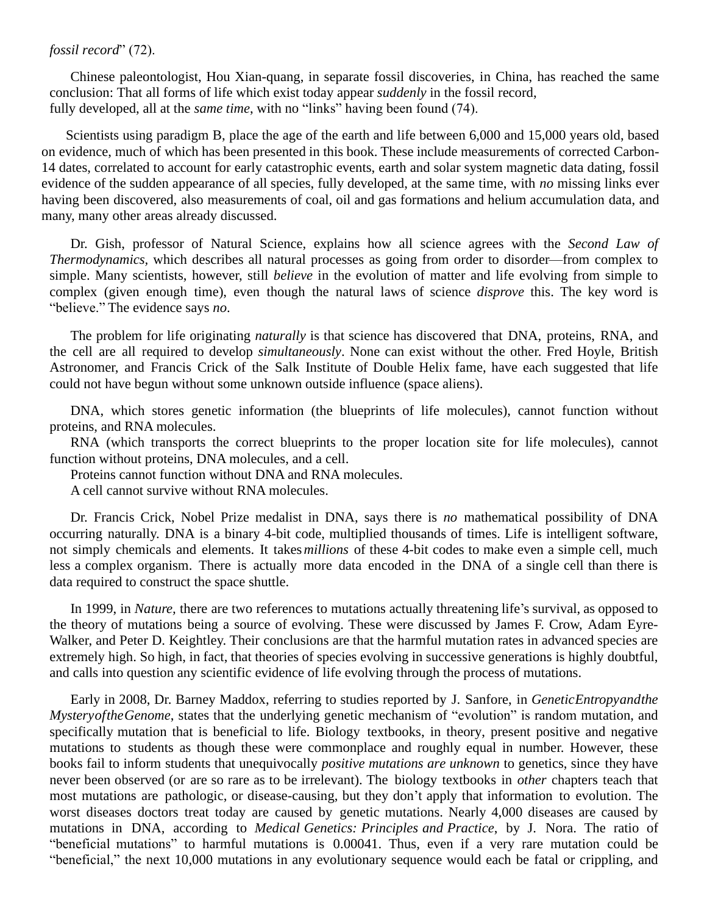*fossil record*" (72).

Chinese paleontologist, Hou Xian-quang, in separate fossil discoveries, in China, has reached the same conclusion: That all forms of life which exist today appear *suddenly* in the fossil record, fully developed, all at the *same time*, with no "links" having been found (74).

Scientists using paradigm B, place the age of the earth and life between 6,000 and 15,000 years old, based on evidence, much of which has been presented in this book. These include measurements of corrected Carbon-14 dates, correlated to account for early catastrophic events, earth and solar system magnetic data dating, fossil evidence of the sudden appearance of all species, fully developed, at the same time, with *no* missing links ever having been discovered, also measurements of coal, oil and gas formations and helium accumulation data, and many, many other areas already discussed.

Dr. Gish, professor of Natural Science, explains how all science agrees with the *Second Law of Thermodynamics*, which describes all natural processes as going from order to disorder—from complex to simple. Many scientists, however, still *believe* in the evolution of matter and life evolving from simple to complex (given enough time), even though the natural laws of science *disprove* this. The key word is "believe." The evidence says *no*.

The problem for life originating *naturally* is that science has discovered that DNA, proteins, RNA, and the cell are all required to develop *simultaneously*. None can exist without the other. Fred Hoyle, British Astronomer, and Francis Crick of the Salk Institute of Double Helix fame, have each suggested that life could not have begun without some unknown outside influence (space aliens).

DNA, which stores genetic information (the blueprints of life molecules), cannot function without proteins, and RNA molecules.

RNA (which transports the correct blueprints to the proper location site for life molecules), cannot function without proteins, DNA molecules, and a cell.

Proteins cannot function without DNA and RNA molecules.

A cell cannot survive without RNA molecules.

Dr. Francis Crick, Nobel Prize medalist in DNA, says there is *no* mathematical possibility of DNA occurring naturally. DNA is a binary 4-bit code, multiplied thousands of times. Life is intelligent software, not simply chemicals and elements. It takes *millions* of these 4-bit codes to make even a simple cell, much less a complex organism. There is actually more data encoded in the DNA of a single cell than there is data required to construct the space shuttle.

In 1999, in *Nature*, there are two references to mutations actually threatening life's survival, as opposed to the theory of mutations being a source of evolving. These were discussed by James F. Crow, Adam Eyre-Walker, and Peter D. Keightley. Their conclusions are that the harmful mutation rates in advanced species are extremely high. So high, in fact, that theories of species evolving in successive generations is highly doubtful, and calls into question any scientific evidence of life evolving through the process of mutations.

Early in 2008, Dr. Barney Maddox, referring to studies reported by J. Sanfore, in *GeneticEntropyandthe MysteryoftheGenome*, states that the underlying genetic mechanism of "evolution" is random mutation, and specifically mutation that is beneficial to life. Biology textbooks, in theory, present positive and negative mutations to students as though these were commonplace and roughly equal in number. However, these books fail to inform students that unequivocally *positive mutations are unknown* to genetics, since they have never been observed (or are so rare as to be irrelevant). The biology textbooks in *other* chapters teach that most mutations are pathologic, or disease-causing, but they don't apply that information to evolution. The worst diseases doctors treat today are caused by genetic mutations. Nearly 4,000 diseases are caused by mutations in DNA, according to *Medical Genetics: Principles and Practice*, by J. Nora. The ratio of "beneficial mutations" to harmful mutations is 0.00041. Thus, even if a very rare mutation could be "beneficial," the next 10,000 mutations in any evolutionary sequence would each be fatal or crippling, and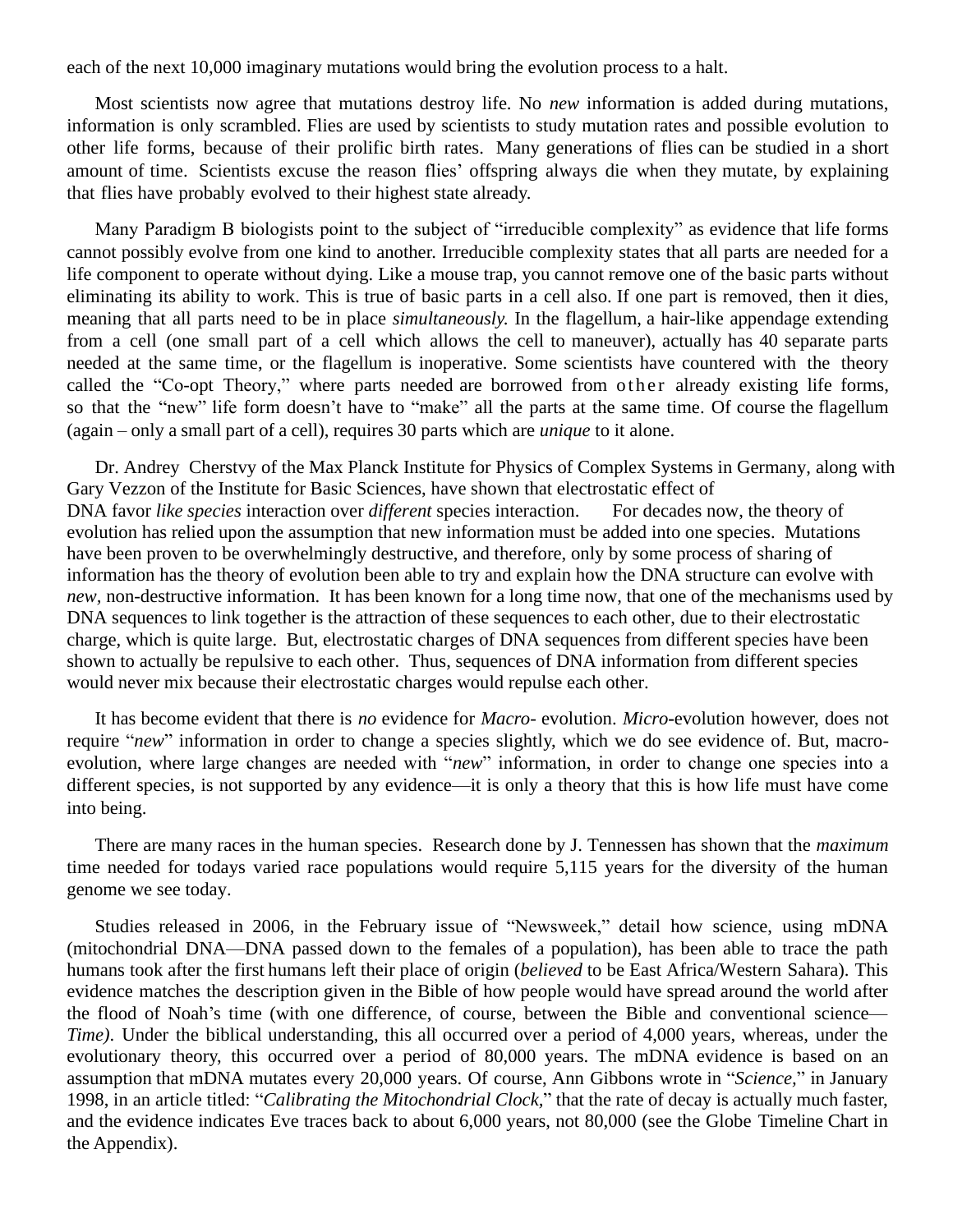each of the next 10,000 imaginary mutations would bring the evolution process to a halt.

Most scientists now agree that mutations destroy life. No *new* information is added during mutations, information is only scrambled. Flies are used by scientists to study mutation rates and possible evolution to other life forms, because of their prolific birth rates. Many generations of flies can be studied in a short amount of time. Scientists excuse the reason flies' offspring always die when they mutate, by explaining that flies have probably evolved to their highest state already.

Many Paradigm B biologists point to the subject of "irreducible complexity" as evidence that life forms cannot possibly evolve from one kind to another. Irreducible complexity states that all parts are needed for a life component to operate without dying. Like a mouse trap, you cannot remove one of the basic parts without eliminating its ability to work. This is true of basic parts in a cell also. If one part is removed, then it dies, meaning that all parts need to be in place *simultaneously.* In the flagellum, a hair-like appendage extending from a cell (one small part of a cell which allows the cell to maneuver), actually has 40 separate parts needed at the same time, or the flagellum is inoperative. Some scientists have countered with the theory called the "Co-opt Theory," where parts needed are borrowed from other already existing life forms, so that the "new" life form doesn't have to "make" all the parts at the same time. Of course the flagellum (again – only a small part of a cell), requires 30 parts which are *unique* to it alone.

Dr. Andrey Cherstvy of the Max Planck Institute for Physics of Complex Systems in Germany, along with Gary Vezzon of the Institute for Basic Sciences, have shown that electrostatic effect of DNA favor *like species* interaction over *different* species interaction. For decades now, the theory of evolution has relied upon the assumption that new information must be added into one species. Mutations have been proven to be overwhelmingly destructive, and therefore, only by some process of sharing of information has the theory of evolution been able to try and explain how the DNA structure can evolve with *new*, non-destructive information. It has been known for a long time now, that one of the mechanisms used by DNA sequences to link together is the attraction of these sequences to each other, due to their electrostatic charge, which is quite large. But, electrostatic charges of DNA sequences from different species have been shown to actually be repulsive to each other. Thus, sequences of DNA information from different species would never mix because their electrostatic charges would repulse each other.

It has become evident that there is *no* evidence for *Macro-* evolution. *Micro-*evolution however, does not require "*new*" information in order to change a species slightly, which we do see evidence of. But, macro-evolution, where large changes are needed with "*new*" information, in order to change one species into a different species, is not supported by any evidence—it is only a theory that this is how life must have come into being.

There are many races in the human species. Research done by J. Tennessen has shown that the *maximum* time needed for todays varied race populations would require 5,115 years for the diversity of the human genome we see today.

Studies released in 2006, in the February issue of "Newsweek," detail how science, using mDNA (mitochondrial DNA—DNA passed down to the females of a population), has been able to trace the path humans took after the first humans left their place of origin (*believed* to be East Africa/Western Sahara). This evidence matches the description given in the Bible of how people would have spread around the world after the flood of Noah's time (with one difference, of course, between the Bible and conventional science—*Time)*. Under the biblical understanding, this all occurred over a period of 4,000 years, whereas, under the evolutionary theory, this occurred over a period of 80,000 years. The mDNA evidence is based on an assumption that mDNA mutates every 20,000 years. Of course, Ann Gibbons wrote in "*Science,*" in January 1998, in an article titled: "*Calibrating the Mitochondrial Clock,*" that the rate of decay is actually much faster, and the evidence indicates Eve traces back to about 6,000 years, not 80,000 (see the Globe Timeline Chart in the Appendix).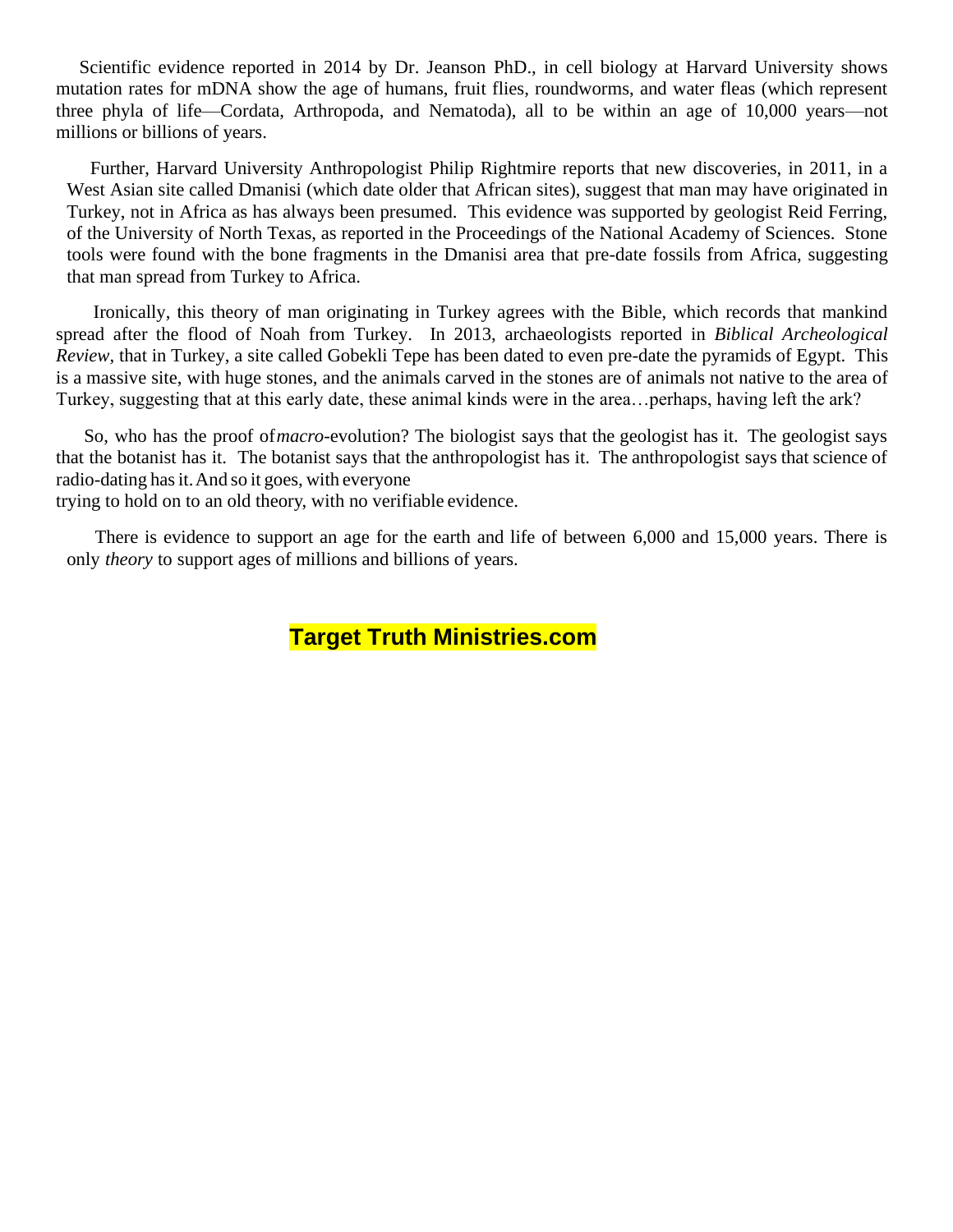Scientific evidence reported in 2014 by Dr. Jeanson PhD., in cell biology at Harvard University shows mutation rates for mDNA show the age of humans, fruit flies, roundworms, and water fleas (which represent three phyla of life—Cordata, Arthropoda, and Nematoda), all to be within an age of 10,000 years—not millions or billions of years.

Further, Harvard University Anthropologist Philip Rightmire reports that new discoveries, in 2011, in a West Asian site called Dmanisi (which date older that African sites), suggest that man may have originated in Turkey, not in Africa as has always been presumed. This evidence was supported by geologist Reid Ferring, of the University of North Texas, as reported in the Proceedings of the National Academy of Sciences. Stone tools were found with the bone fragments in the Dmanisi area that pre-date fossils from Africa, suggesting that man spread from Turkey to Africa.

Ironically, this theory of man originating in Turkey agrees with the Bible, which records that mankind spread after the flood of Noah from Turkey. In 2013, archaeologists reported in *Biblical Archeological Review*, that in Turkey, a site called Gobekli Tepe has been dated to even pre-date the pyramids of Egypt. This is a massive site, with huge stones, and the animals carved in the stones are of animals not native to the area of Turkey, suggesting that at this early date, these animal kinds were in the area…perhaps, having left the ark?

So, who has the proof of *macro*-evolution? The biologist says that the geologist has it. The geologist says that the botanist has it. The botanist says that the anthropologist has it. The anthropologist says that science of radio-dating has it. And so it goes, with everyone trying to hold on to an old theory, with no verifiable evidence.

There is evidence to support an age for the earth and life of between 6,000 and 15,000 years. There is only *theory* to support ages of millions and billions of years.

**Target Truth Ministries.com**